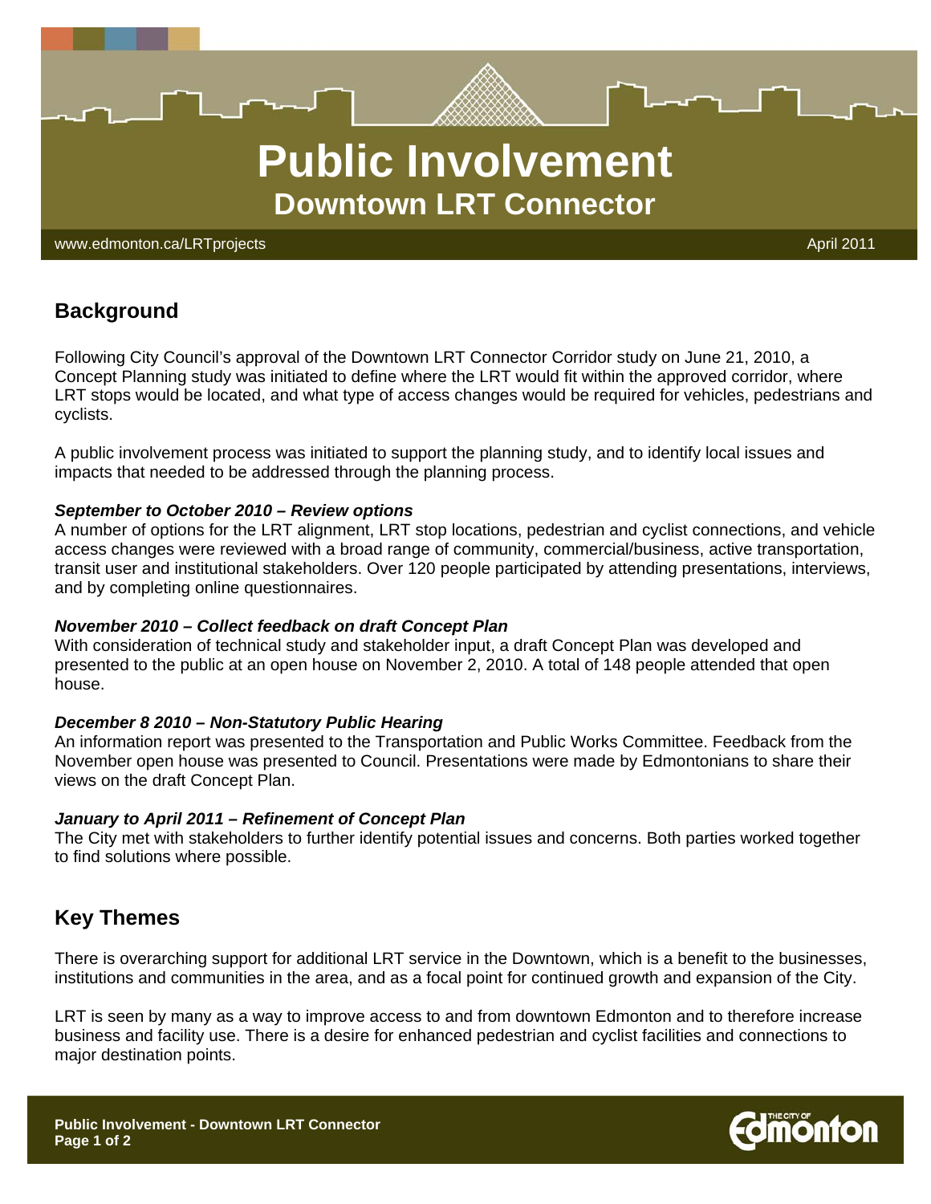# Public Involvement

## Downtown LRT Connector

www.edmonton.ca/LRTprojects

April 2011

## Background

Following City Council's approval of the Downtown LRT Connector Corridor study on June 21, 2010, a Concept Planning study was initiated to define where the LRT would fit within the approved corridor, where LRT stops would be located, and what type of access changes would be required for vehicles, pedestrians and cyclists.

A public involvement process was initiated to support the planning study, and to identify local issues and impacts that needed to be addressed through the planning process.

***September to October 2010 – Review options***

A number of options for the LRT alignment, LRT stop locations, pedestrian and cyclist connections, and vehicle access changes were reviewed with a broad range of community, commercial/business, active transportation, transit user and institutional stakeholders. Over 120 people participated by attending presentations, interviews, and by completing online questionnaires.

***November 2010 – Collect feedback on draft Concept Plan***

With consideration of technical study and stakeholder input, a draft Concept Plan was developed and presented to the public at an open house on November 2, 2010. A total of 148 people attended that open house.

***December 8 2010 – Non-Statutory Public Hearing***

An information report was presented to the Transportation and Public Works Committee. Feedback from the November open house was presented to Council. Presentations were made by Edmontonians to share their views on the draft Concept Plan.

***January to April 2011 – Refinement of Concept Plan***

The City met with stakeholders to further identify potential issues and concerns. Both parties worked together to find solutions where possible.

## Key Themes

There is overarching support for additional LRT service in the Downtown, which is a benefit to the businesses, institutions and communities in the area, and as a focal point for continued growth and expansion of the City.

LRT is seen by many as a way to improve access to and from downtown Edmonton and to therefore increase business and facility use. There is a desire for enhanced pedestrian and cyclist facilities and connections to major destination points.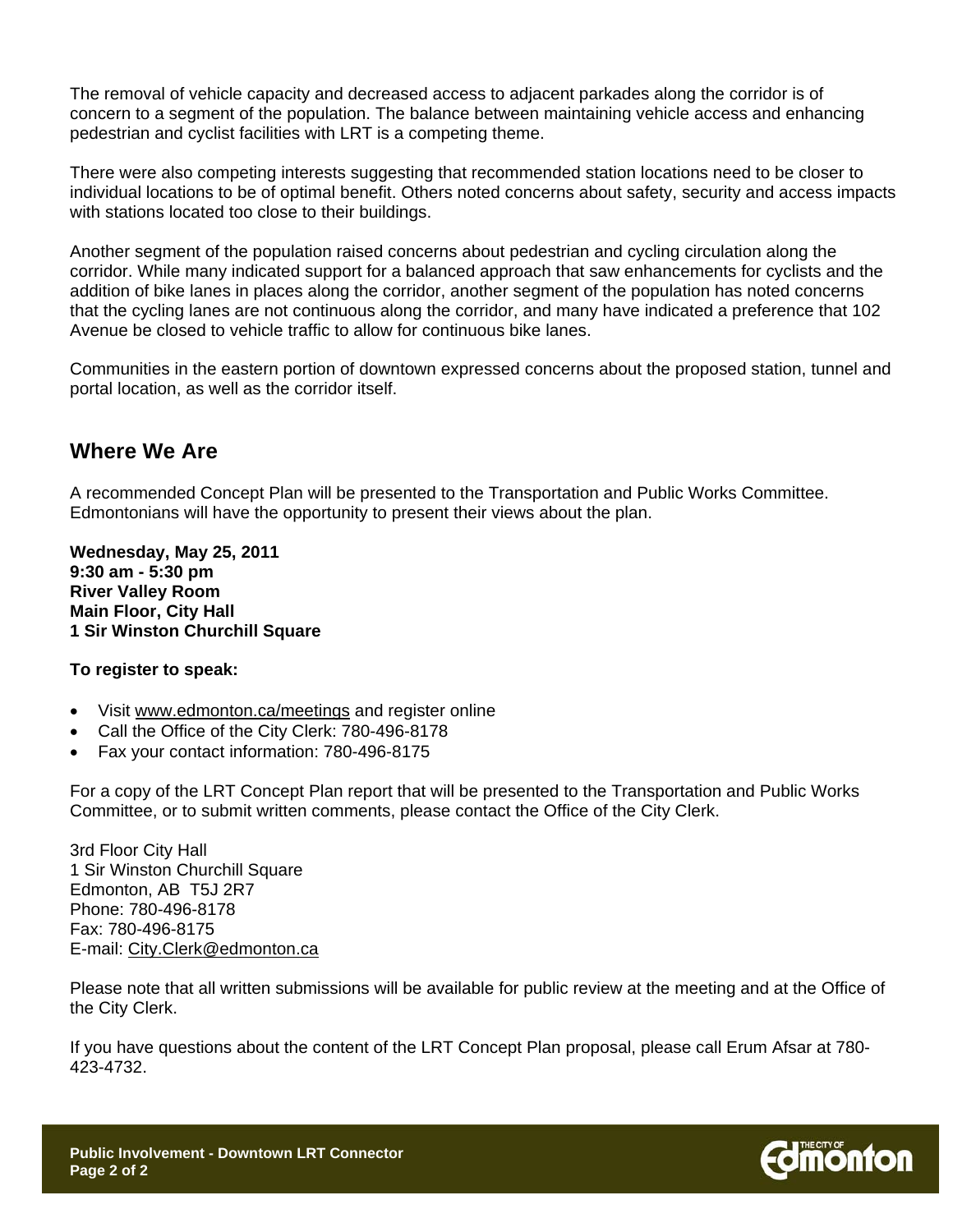The removal of vehicle capacity and decreased access to adjacent parkades along the corridor is of concern to a segment of the population. The balance between maintaining vehicle access and enhancing pedestrian and cyclist facilities with LRT is a competing theme.

There were also competing interests suggesting that recommended station locations need to be closer to individual locations to be of optimal benefit. Others noted concerns about safety, security and access impacts with stations located too close to their buildings.

Another segment of the population raised concerns about pedestrian and cycling circulation along the corridor. While many indicated support for a balanced approach that saw enhancements for cyclists and the addition of bike lanes in places along the corridor, another segment of the population has noted concerns that the cycling lanes are not continuous along the corridor, and many have indicated a preference that 102 Avenue be closed to vehicle traffic to allow for continuous bike lanes.

Communities in the eastern portion of downtown expressed concerns about the proposed station, tunnel and portal location, as well as the corridor itself.

## Where We Are

A recommended Concept Plan will be presented to the Transportation and Public Works Committee. Edmontonians will have the opportunity to present their views about the plan.

**Wednesday, May 25, 2011**
**9:30 am - 5:30 pm**
**River Valley Room**
**Main Floor, City Hall**
**1 Sir Winston Churchill Square**

**To register to speak:**

- Visit www.edmonton.ca/meetings and register online
- Call the Office of the City Clerk: 780-496-8178
- Fax your contact information: 780-496-8175

For a copy of the LRT Concept Plan report that will be presented to the Transportation and Public Works Committee, or to submit written comments, please contact the Office of the City Clerk.

3rd Floor City Hall
1 Sir Winston Churchill Square
Edmonton, AB T5J 2R7
Phone: 780-496-8178
Fax: 780-496-8175
E-mail: City.Clerk@edmonton.ca

Please note that all written submissions will be available for public review at the meeting and at the Office of the City Clerk.

If you have questions about the content of the LRT Concept Plan proposal, please call Erum Afsar at 780-423-4732.